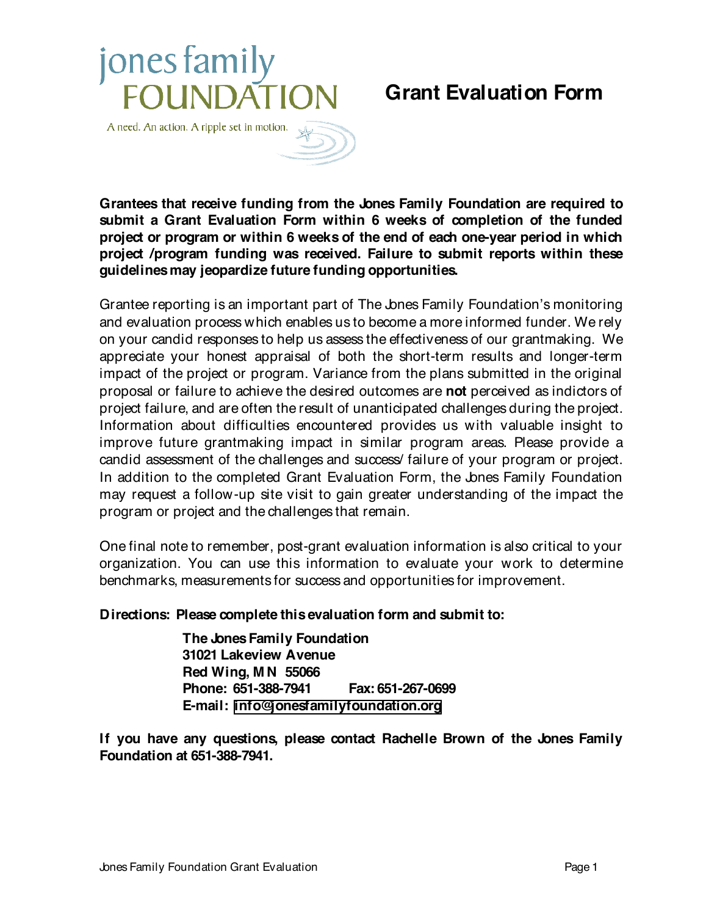jones family
FOUNDATION

A need. An action. A ripple set in motion.

# Grant Evaluation Form

**Grantees that receive funding from the Jones Family Foundation are required to submit a Grant Evaluation Form within 6 weeks of completion of the funded project or program or within 6 weeks of the end of each one-year period in which project /program funding was received. Failure to submit reports within these guidelines may jeopardize future funding opportunities.**

Grantee reporting is an important part of The Jones Family Foundation's monitoring and evaluation process which enables us to become a more informed funder. We rely on your candid responses to help us assess the effectiveness of our grantmaking. We appreciate your honest appraisal of both the short-term results and longer-term impact of the project or program. Variance from the plans submitted in the original proposal or failure to achieve the desired outcomes are **not** perceived as indictors of project failure, and are often the result of unanticipated challenges during the project. Information about difficulties encountered provides us with valuable insight to improve future grantmaking impact in similar program areas. Please provide a candid assessment of the challenges and success/ failure of your program or project. In addition to the completed Grant Evaluation Form, the Jones Family Foundation may request a follow-up site visit to gain greater understanding of the impact the program or project and the challenges that remain.

One final note to remember, post-grant evaluation information is also critical to your organization. You can use this information to evaluate your work to determine benchmarks, measurements for success and opportunities for improvement.

**Directions: Please complete this evaluation form and submit to:**

**The Jones Family Foundation**
**31021 Lakeview Avenue**
**Red Wing, MN 55066**
**Phone: 651-388-7941 Fax: 651-267-0699**
**E-mail: info@jonesfamilyfoundation.org**

**If you have any questions, please contact Rachelle Brown of the Jones Family Foundation at 651-388-7941.**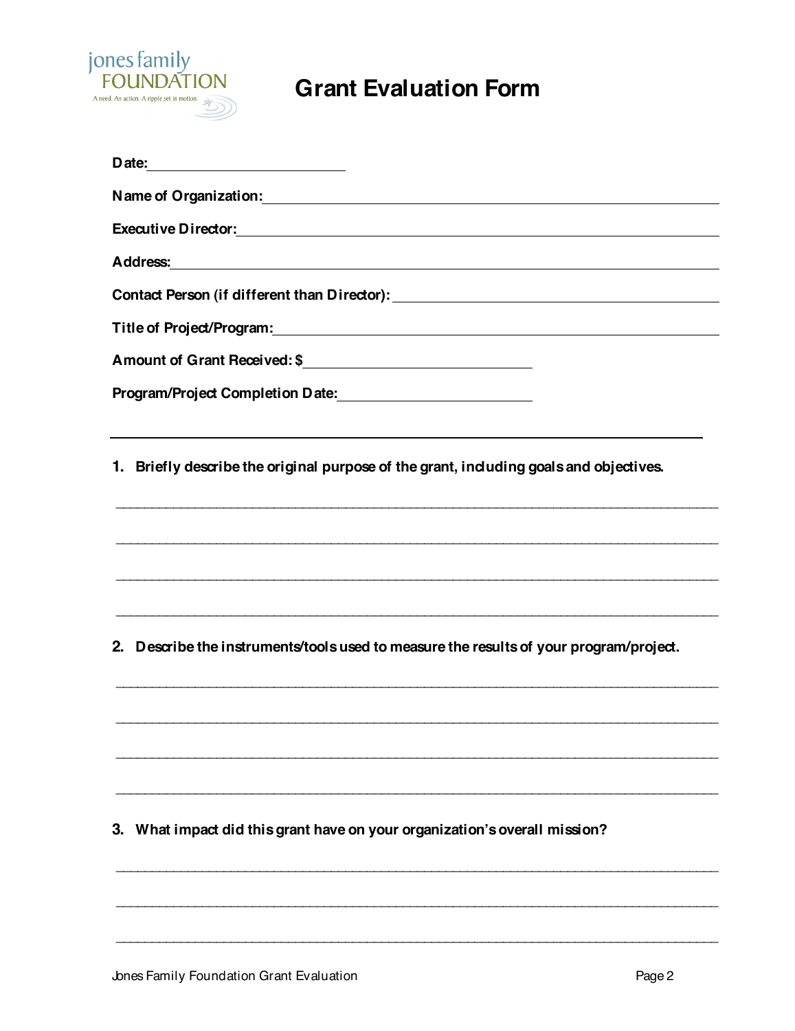jones family
FOUNDATION
A need. An action. A ripple set in motion.

# Grant Evaluation Form

**Date:** ______________________

**Name of Organization:** ______________________________________________________

**Executive Director:** ______________________________________________________

**Address:** ______________________________________________________

**Contact Person (if different than Director):** ______________________________________

**Title of Project/Program:** ______________________________________________________

**Amount of Grant Received: $** ______________________

**Program/Project Completion Date:** ______________________

---

1. **Briefly describe the original purpose of the grant, including goals and objectives.**

______________________________________________________________________________

______________________________________________________________________________

______________________________________________________________________________

______________________________________________________________________________

2. **Describe the instruments/tools used to measure the results of your program/project.**

______________________________________________________________________________

______________________________________________________________________________

______________________________________________________________________________

______________________________________________________________________________

3. **What impact did this grant have on your organization's overall mission?**

______________________________________________________________________________

______________________________________________________________________________

______________________________________________________________________________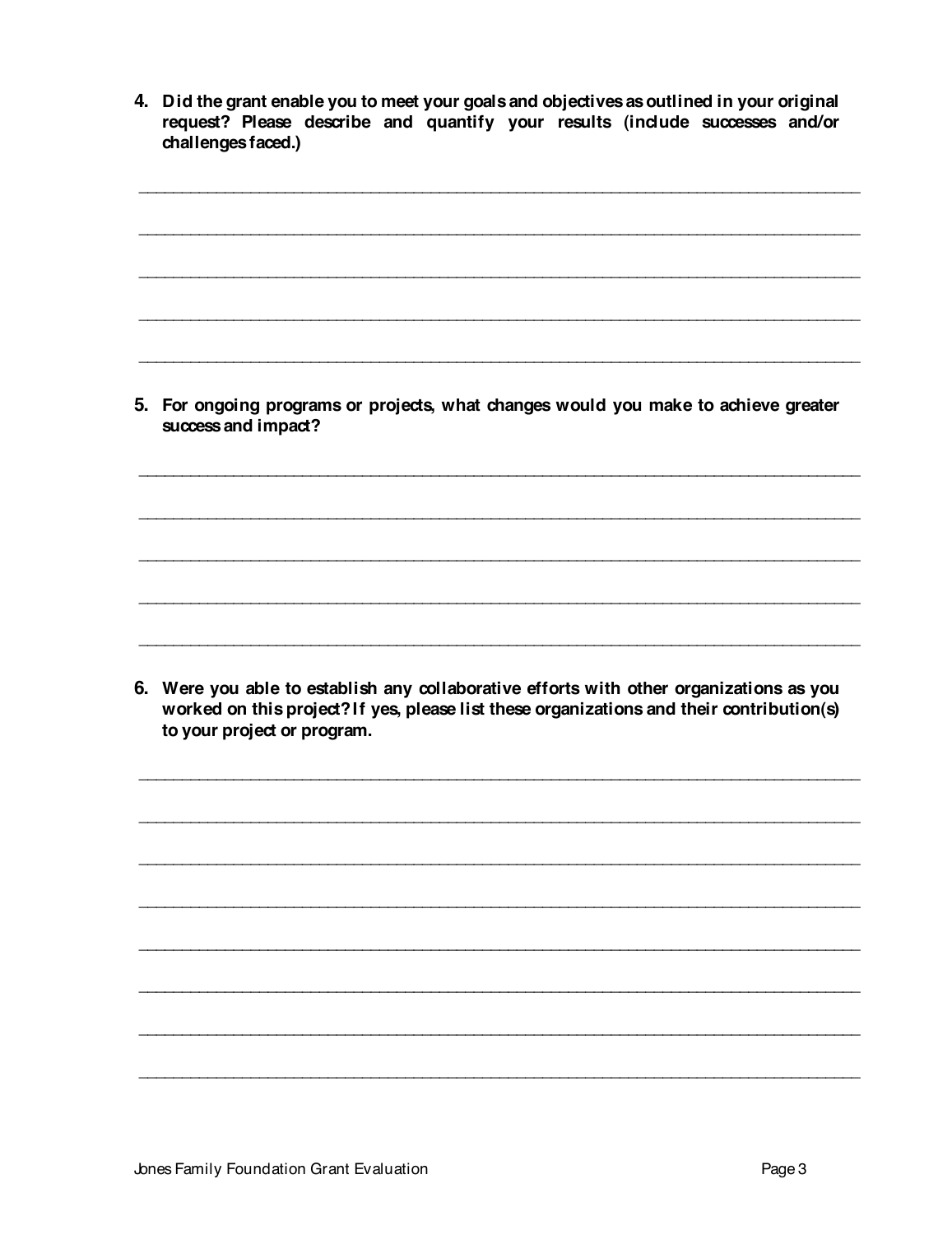**4. Did the grant enable you to meet your goals and objectives as outlined in your original request? Please describe and quantify your results (include successes and/or challenges faced.)**

\_\_\_\_\_\_\_\_\_\_\_\_\_\_\_\_\_\_\_\_\_\_\_\_\_\_\_\_\_\_\_\_\_\_\_\_\_\_\_\_\_\_\_\_\_\_\_\_\_\_\_\_\_\_\_\_\_\_\_\_\_\_\_\_\_\_\_\_\_\_\_\_\_\_\_\_

\_\_\_\_\_\_\_\_\_\_\_\_\_\_\_\_\_\_\_\_\_\_\_\_\_\_\_\_\_\_\_\_\_\_\_\_\_\_\_\_\_\_\_\_\_\_\_\_\_\_\_\_\_\_\_\_\_\_\_\_\_\_\_\_\_\_\_\_\_\_\_\_\_\_\_\_

\_\_\_\_\_\_\_\_\_\_\_\_\_\_\_\_\_\_\_\_\_\_\_\_\_\_\_\_\_\_\_\_\_\_\_\_\_\_\_\_\_\_\_\_\_\_\_\_\_\_\_\_\_\_\_\_\_\_\_\_\_\_\_\_\_\_\_\_\_\_\_\_\_\_\_\_

\_\_\_\_\_\_\_\_\_\_\_\_\_\_\_\_\_\_\_\_\_\_\_\_\_\_\_\_\_\_\_\_\_\_\_\_\_\_\_\_\_\_\_\_\_\_\_\_\_\_\_\_\_\_\_\_\_\_\_\_\_\_\_\_\_\_\_\_\_\_\_\_\_\_\_\_

\_\_\_\_\_\_\_\_\_\_\_\_\_\_\_\_\_\_\_\_\_\_\_\_\_\_\_\_\_\_\_\_\_\_\_\_\_\_\_\_\_\_\_\_\_\_\_\_\_\_\_\_\_\_\_\_\_\_\_\_\_\_\_\_\_\_\_\_\_\_\_\_\_\_\_\_

**5. For ongoing programs or projects, what changes would you make to achieve greater success and impact?**

\_\_\_\_\_\_\_\_\_\_\_\_\_\_\_\_\_\_\_\_\_\_\_\_\_\_\_\_\_\_\_\_\_\_\_\_\_\_\_\_\_\_\_\_\_\_\_\_\_\_\_\_\_\_\_\_\_\_\_\_\_\_\_\_\_\_\_\_\_\_\_\_\_\_\_\_

\_\_\_\_\_\_\_\_\_\_\_\_\_\_\_\_\_\_\_\_\_\_\_\_\_\_\_\_\_\_\_\_\_\_\_\_\_\_\_\_\_\_\_\_\_\_\_\_\_\_\_\_\_\_\_\_\_\_\_\_\_\_\_\_\_\_\_\_\_\_\_\_\_\_\_\_

\_\_\_\_\_\_\_\_\_\_\_\_\_\_\_\_\_\_\_\_\_\_\_\_\_\_\_\_\_\_\_\_\_\_\_\_\_\_\_\_\_\_\_\_\_\_\_\_\_\_\_\_\_\_\_\_\_\_\_\_\_\_\_\_\_\_\_\_\_\_\_\_\_\_\_\_

\_\_\_\_\_\_\_\_\_\_\_\_\_\_\_\_\_\_\_\_\_\_\_\_\_\_\_\_\_\_\_\_\_\_\_\_\_\_\_\_\_\_\_\_\_\_\_\_\_\_\_\_\_\_\_\_\_\_\_\_\_\_\_\_\_\_\_\_\_\_\_\_\_\_\_\_

\_\_\_\_\_\_\_\_\_\_\_\_\_\_\_\_\_\_\_\_\_\_\_\_\_\_\_\_\_\_\_\_\_\_\_\_\_\_\_\_\_\_\_\_\_\_\_\_\_\_\_\_\_\_\_\_\_\_\_\_\_\_\_\_\_\_\_\_\_\_\_\_\_\_\_\_

**6. Were you able to establish any collaborative efforts with other organizations as you worked on this project? If yes, please list these organizations and their contribution(s) to your project or program.**

\_\_\_\_\_\_\_\_\_\_\_\_\_\_\_\_\_\_\_\_\_\_\_\_\_\_\_\_\_\_\_\_\_\_\_\_\_\_\_\_\_\_\_\_\_\_\_\_\_\_\_\_\_\_\_\_\_\_\_\_\_\_\_\_\_\_\_\_\_\_\_\_\_\_\_\_

\_\_\_\_\_\_\_\_\_\_\_\_\_\_\_\_\_\_\_\_\_\_\_\_\_\_\_\_\_\_\_\_\_\_\_\_\_\_\_\_\_\_\_\_\_\_\_\_\_\_\_\_\_\_\_\_\_\_\_\_\_\_\_\_\_\_\_\_\_\_\_\_\_\_\_\_

\_\_\_\_\_\_\_\_\_\_\_\_\_\_\_\_\_\_\_\_\_\_\_\_\_\_\_\_\_\_\_\_\_\_\_\_\_\_\_\_\_\_\_\_\_\_\_\_\_\_\_\_\_\_\_\_\_\_\_\_\_\_\_\_\_\_\_\_\_\_\_\_\_\_\_\_

\_\_\_\_\_\_\_\_\_\_\_\_\_\_\_\_\_\_\_\_\_\_\_\_\_\_\_\_\_\_\_\_\_\_\_\_\_\_\_\_\_\_\_\_\_\_\_\_\_\_\_\_\_\_\_\_\_\_\_\_\_\_\_\_\_\_\_\_\_\_\_\_\_\_\_\_

\_\_\_\_\_\_\_\_\_\_\_\_\_\_\_\_\_\_\_\_\_\_\_\_\_\_\_\_\_\_\_\_\_\_\_\_\_\_\_\_\_\_\_\_\_\_\_\_\_\_\_\_\_\_\_\_\_\_\_\_\_\_\_\_\_\_\_\_\_\_\_\_\_\_\_\_

\_\_\_\_\_\_\_\_\_\_\_\_\_\_\_\_\_\_\_\_\_\_\_\_\_\_\_\_\_\_\_\_\_\_\_\_\_\_\_\_\_\_\_\_\_\_\_\_\_\_\_\_\_\_\_\_\_\_\_\_\_\_\_\_\_\_\_\_\_\_\_\_\_\_\_\_

\_\_\_\_\_\_\_\_\_\_\_\_\_\_\_\_\_\_\_\_\_\_\_\_\_\_\_\_\_\_\_\_\_\_\_\_\_\_\_\_\_\_\_\_\_\_\_\_\_\_\_\_\_\_\_\_\_\_\_\_\_\_\_\_\_\_\_\_\_\_\_\_\_\_\_\_

\_\_\_\_\_\_\_\_\_\_\_\_\_\_\_\_\_\_\_\_\_\_\_\_\_\_\_\_\_\_\_\_\_\_\_\_\_\_\_\_\_\_\_\_\_\_\_\_\_\_\_\_\_\_\_\_\_\_\_\_\_\_\_\_\_\_\_\_\_\_\_\_\_\_\_\_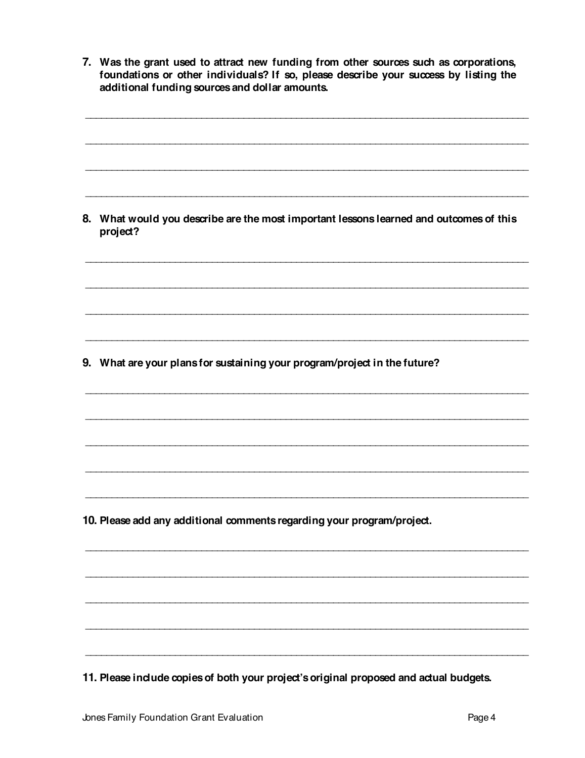**7. Was the grant used to attract new funding from other sources such as corporations, foundations or other individuals? If so, please describe your success by listing the additional funding sources and dollar amounts.**

______________________________________________________________________________

______________________________________________________________________________

______________________________________________________________________________

______________________________________________________________________________

**8. What would you describe are the most important lessons learned and outcomes of this project?**

______________________________________________________________________________

______________________________________________________________________________

______________________________________________________________________________

______________________________________________________________________________

**9. What are your plans for sustaining your program/project in the future?**

______________________________________________________________________________

______________________________________________________________________________

______________________________________________________________________________

______________________________________________________________________________

______________________________________________________________________________

**10. Please add any additional comments regarding your program/project.**

______________________________________________________________________________

______________________________________________________________________________

______________________________________________________________________________

______________________________________________________________________________

______________________________________________________________________________

**11. Please include copies of both your project's original proposed and actual budgets.**